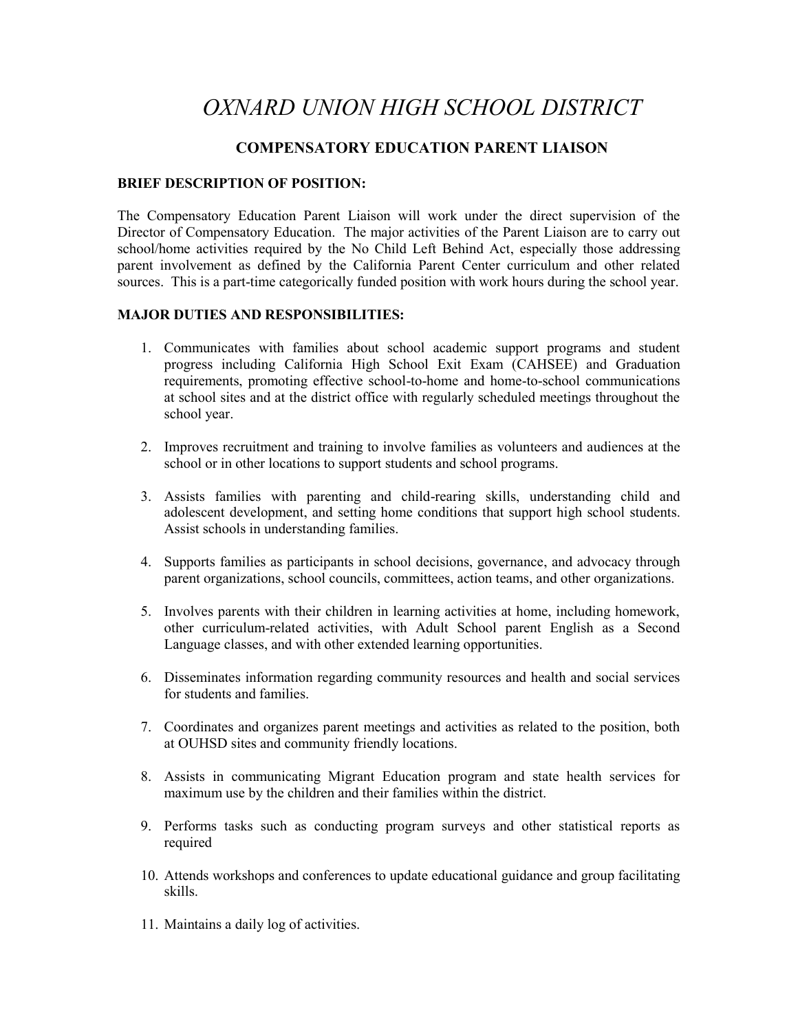# *OXNARD UNION HIGH SCHOOL DISTRICT*

## COMPENSATORY EDUCATION PARENT LIAISON

**BRIEF DESCRIPTION OF POSITION:**

The Compensatory Education Parent Liaison will work under the direct supervision of the Director of Compensatory Education. The major activities of the Parent Liaison are to carry out school/home activities required by the No Child Left Behind Act, especially those addressing parent involvement as defined by the California Parent Center curriculum and other related sources. This is a part-time categorically funded position with work hours during the school year.

**MAJOR DUTIES AND RESPONSIBILITIES:**

1. Communicates with families about school academic support programs and student progress including California High School Exit Exam (CAHSEE) and Graduation requirements, promoting effective school-to-home and home-to-school communications at school sites and at the district office with regularly scheduled meetings throughout the school year.

2. Improves recruitment and training to involve families as volunteers and audiences at the school or in other locations to support students and school programs.

3. Assists families with parenting and child-rearing skills, understanding child and adolescent development, and setting home conditions that support high school students. Assist schools in understanding families.

4. Supports families as participants in school decisions, governance, and advocacy through parent organizations, school councils, committees, action teams, and other organizations.

5. Involves parents with their children in learning activities at home, including homework, other curriculum-related activities, with Adult School parent English as a Second Language classes, and with other extended learning opportunities.

6. Disseminates information regarding community resources and health and social services for students and families.

7. Coordinates and organizes parent meetings and activities as related to the position, both at OUHSD sites and community friendly locations.

8. Assists in communicating Migrant Education program and state health services for maximum use by the children and their families within the district.

9. Performs tasks such as conducting program surveys and other statistical reports as required

10. Attends workshops and conferences to update educational guidance and group facilitating skills.

11. Maintains a daily log of activities.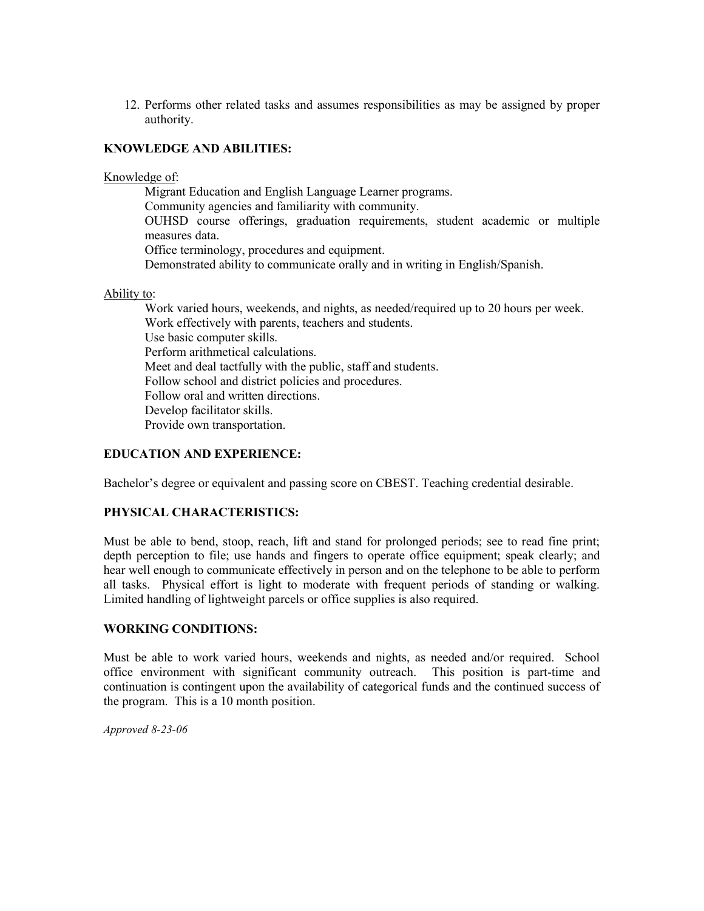12. Performs other related tasks and assumes responsibilities as may be assigned by proper authority.

**KNOWLEDGE AND ABILITIES:**

Knowledge of:

Migrant Education and English Language Learner programs.
Community agencies and familiarity with community.
OUHSD course offerings, graduation requirements, student academic or multiple measures data.
Office terminology, procedures and equipment.
Demonstrated ability to communicate orally and in writing in English/Spanish.

Ability to:

Work varied hours, weekends, and nights, as needed/required up to 20 hours per week.
Work effectively with parents, teachers and students.
Use basic computer skills.
Perform arithmetical calculations.
Meet and deal tactfully with the public, staff and students.
Follow school and district policies and procedures.
Follow oral and written directions.
Develop facilitator skills.
Provide own transportation.

**EDUCATION AND EXPERIENCE:**

Bachelor's degree or equivalent and passing score on CBEST. Teaching credential desirable.

**PHYSICAL CHARACTERISTICS:**

Must be able to bend, stoop, reach, lift and stand for prolonged periods; see to read fine print; depth perception to file; use hands and fingers to operate office equipment; speak clearly; and hear well enough to communicate effectively in person and on the telephone to be able to perform all tasks. Physical effort is light to moderate with frequent periods of standing or walking. Limited handling of lightweight parcels or office supplies is also required.

**WORKING CONDITIONS:**

Must be able to work varied hours, weekends and nights, as needed and/or required. School office environment with significant community outreach. This position is part-time and continuation is contingent upon the availability of categorical funds and the continued success of the program. This is a 10 month position.

*Approved 8-23-06*